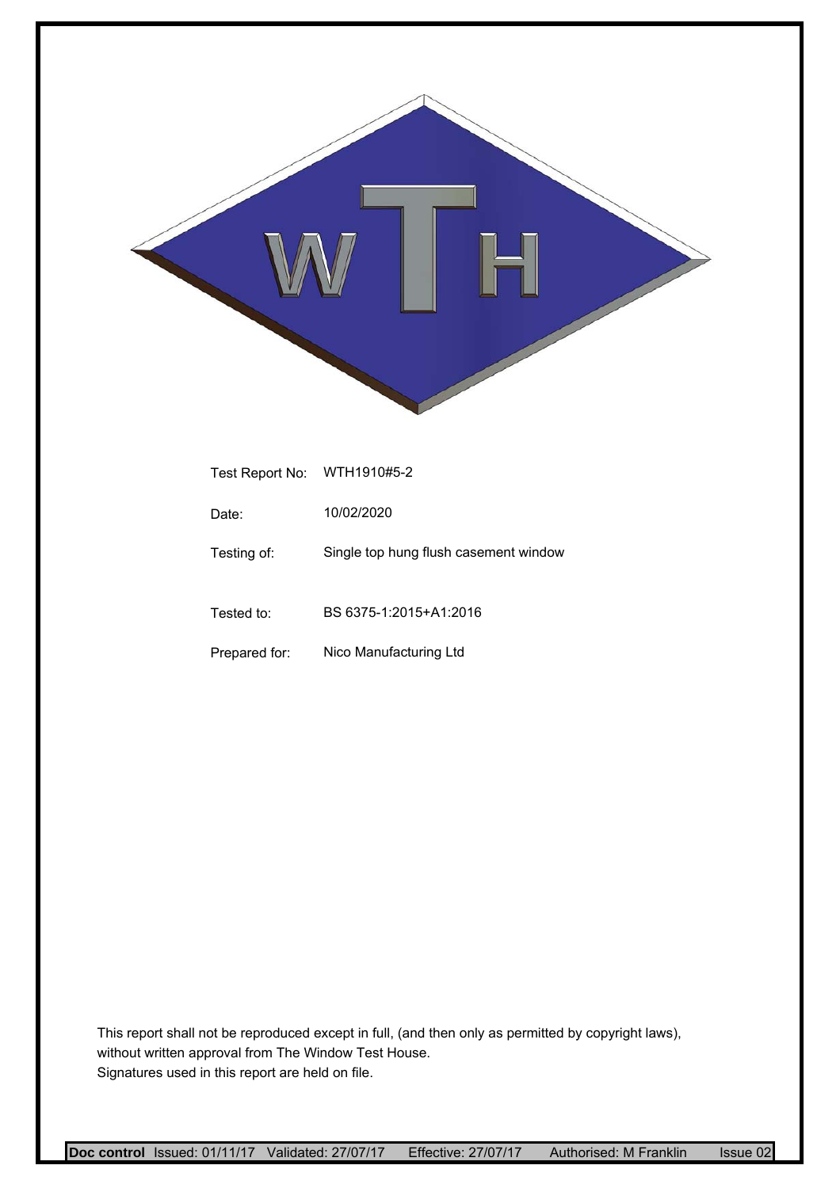| | |
|---|---|
| Test Report No: | WTH1910#5-2 |
| Date: | 10/02/2020 |
| Testing of: | Single top hung flush casement window |
| Tested to: | BS 6375-1:2015+A1:2016 |
| Prepared for: | Nico Manufacturing Ltd |

This report shall not be reproduced except in full, (and then only as permitted by copyright laws), without written approval from The Window Test House.
Signatures used in this report are held on file.

**Doc control** Issued: 01/11/17 Validated: 27/07/17 Effective: 27/07/17 Authorised: M Franklin Issue 02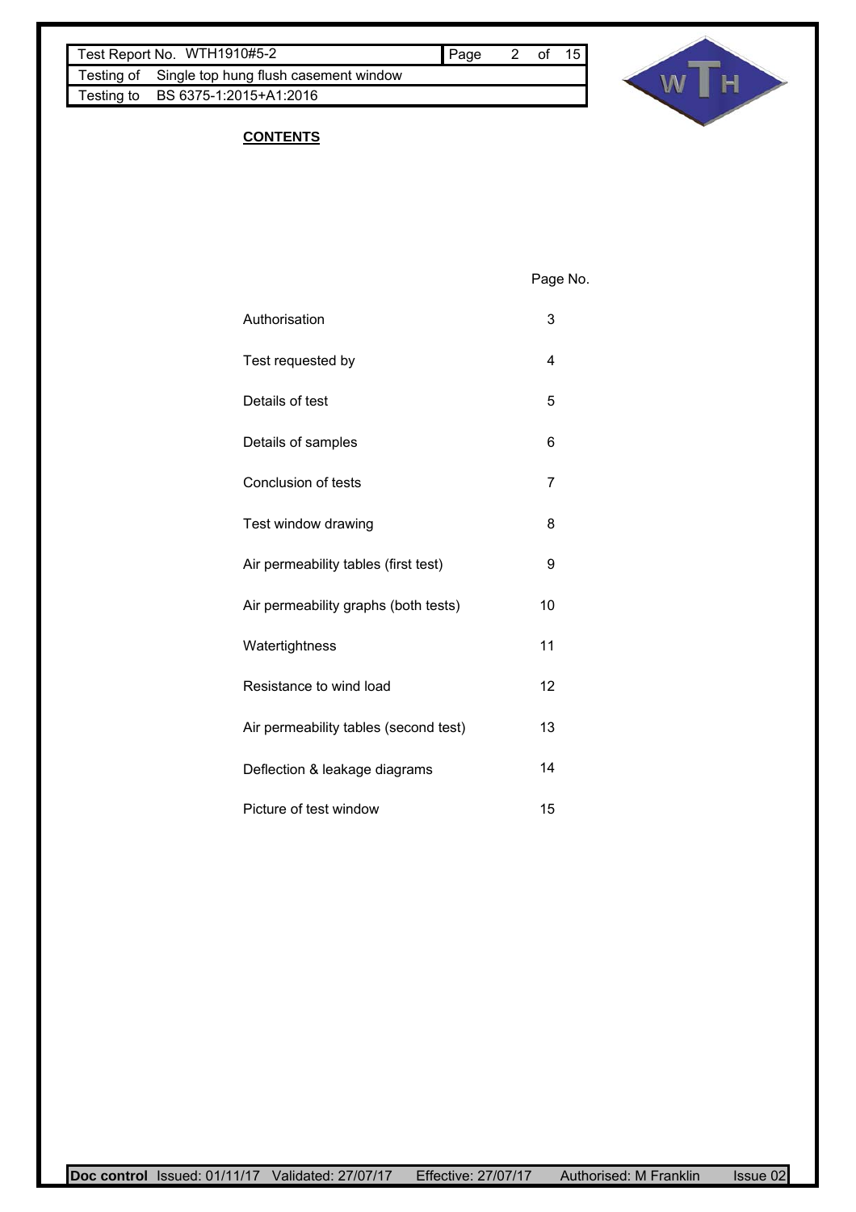## CONTENTS

| | Page No. |
|---|---|
| Authorisation | 3 |
| Test requested by | 4 |
| Details of test | 5 |
| Details of samples | 6 |
| Conclusion of tests | 7 |
| Test window drawing | 8 |
| Air permeability tables (first test) | 9 |
| Air permeability graphs (both tests) | 10 |
| Watertightness | 11 |
| Resistance to wind load | 12 |
| Air permeability tables (second test) | 13 |
| Deflection & leakage diagrams | 14 |
| Picture of test window | 15 |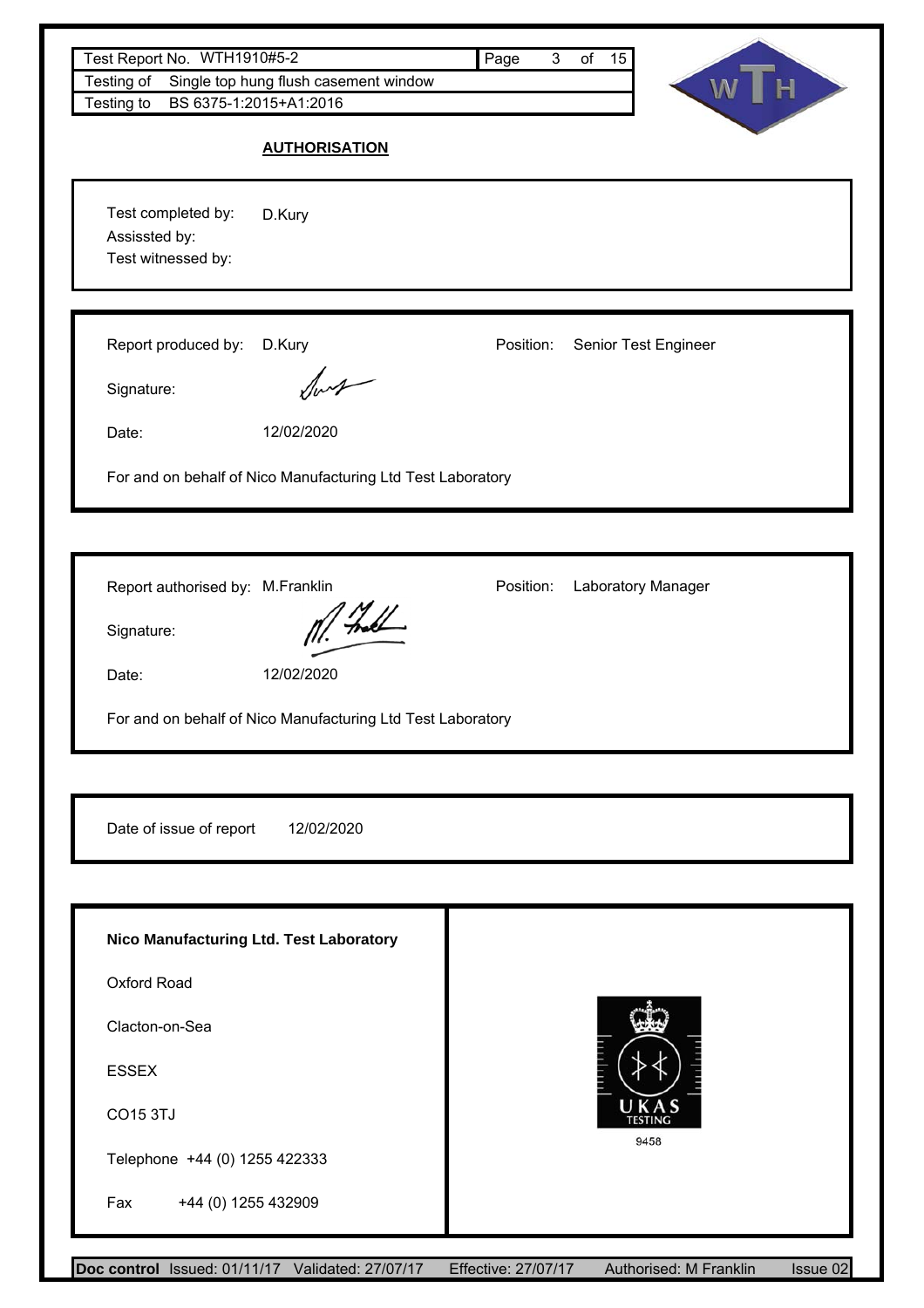## AUTHORISATION

Test completed by: D.Kury
Assissted by:
Test witnessed by:

Report produced by: D.Kury Position: Senior Test Engineer

Signature:

Date: 12/02/2020

For and on behalf of Nico Manufacturing Ltd Test Laboratory

Report authorised by: M.Franklin Position: Laboratory Manager

Signature:

Date: 12/02/2020

For and on behalf of Nico Manufacturing Ltd Test Laboratory

Date of issue of report 12/02/2020

**Nico Manufacturing Ltd. Test Laboratory**

Oxford Road

Clacton-on-Sea

ESSEX

CO15 3TJ

Telephone +44 (0) 1255 422333

Fax +44 (0) 1255 432909

UKAS TESTING 9458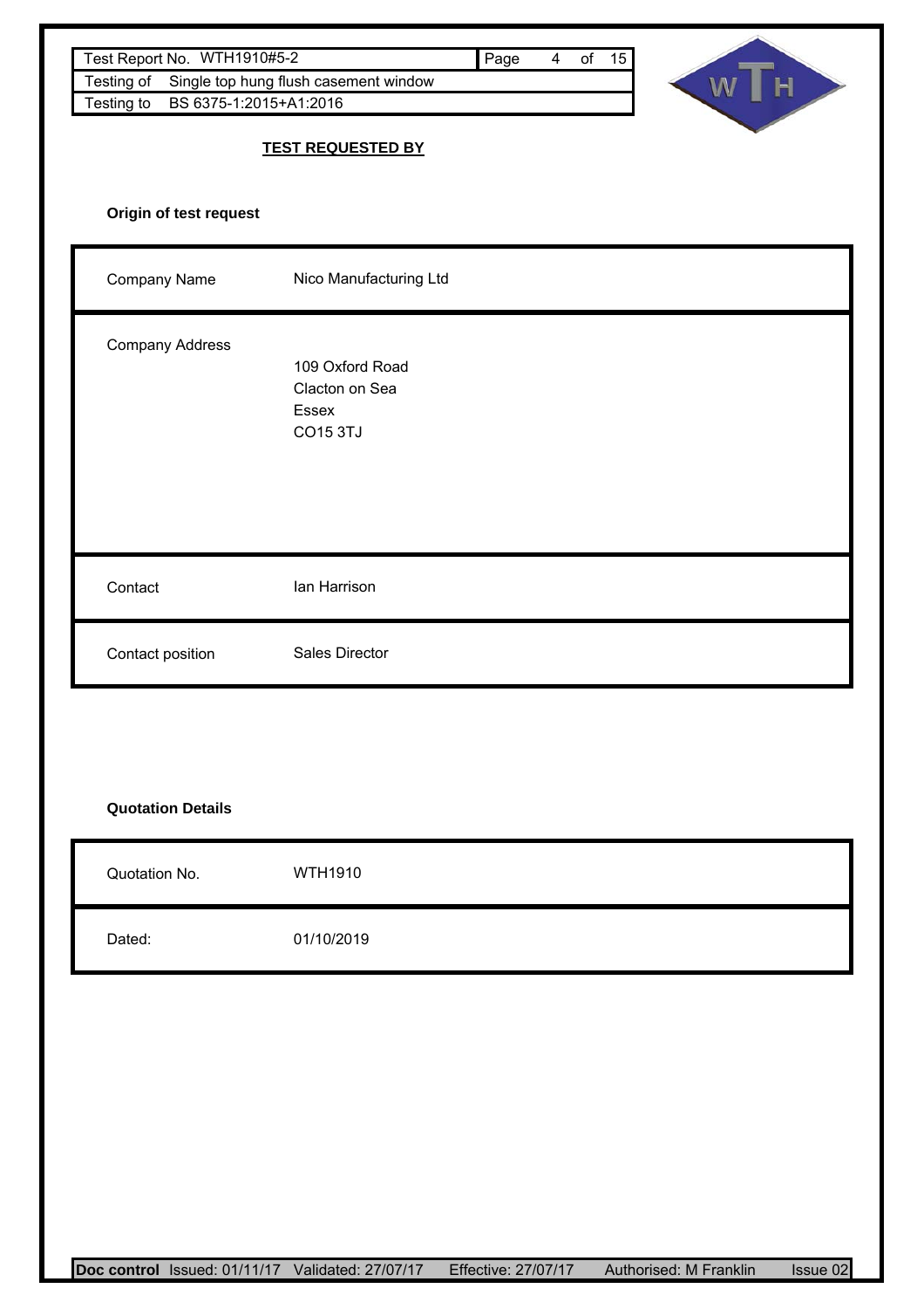## TEST REQUESTED BY

**Origin of test request**

| | |
|---|---|
| Company Name | Nico Manufacturing Ltd |
| Company Address | 109 Oxford Road<br>Clacton on Sea<br>Essex<br>CO15 3TJ |
| Contact | Ian Harrison |
| Contact position | Sales Director |

**Quotation Details**

| | |
|---|---|
| Quotation No. | WTH1910 |
| Dated: | 01/10/2019 |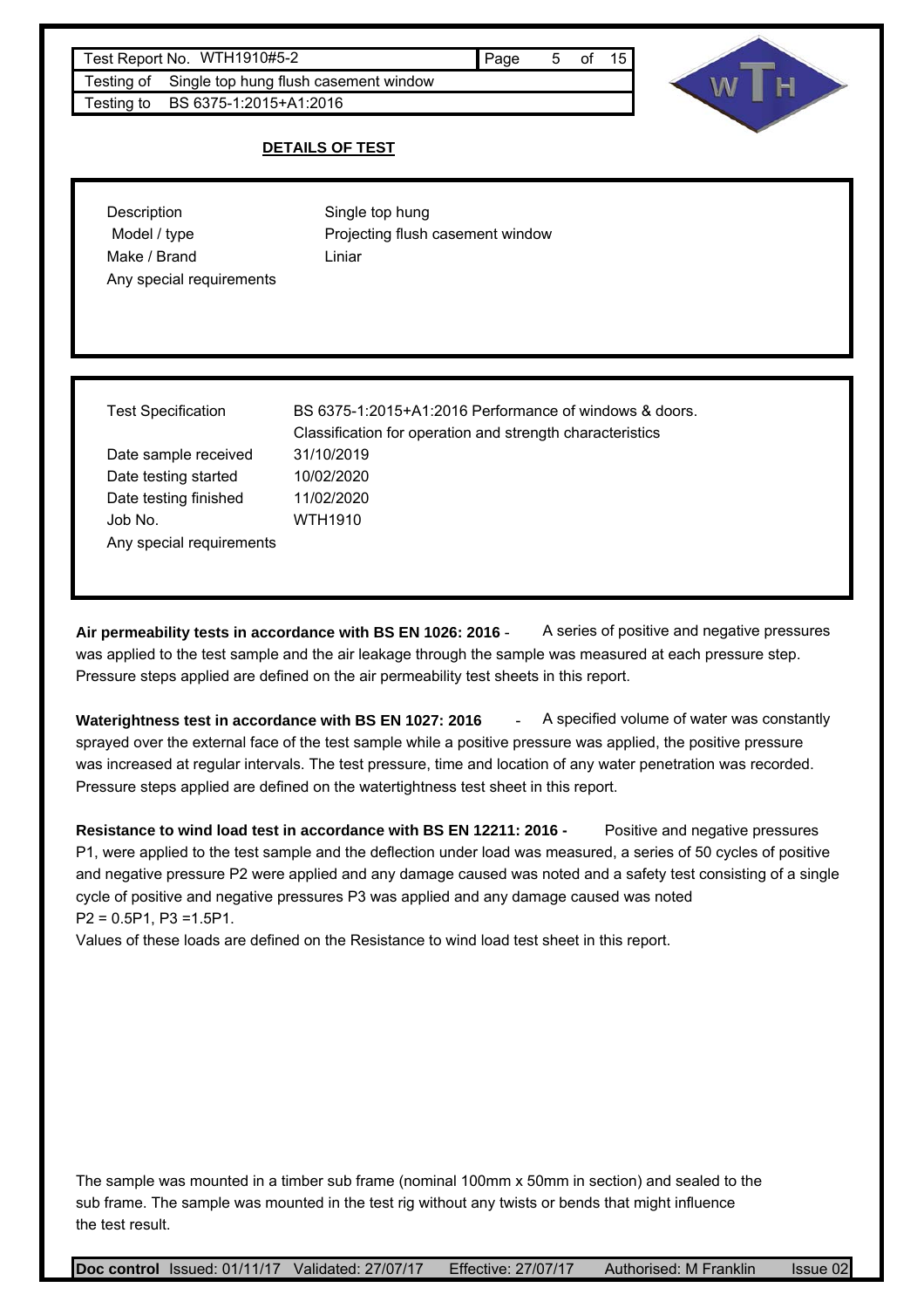| Test Report No. | WTH1910#5-2 |
| --- | --- |
| Testing of | Single top hung flush casement window |
| Testing to | BS 6375-1:2015+A1:2016 |

## DETAILS OF TEST

| | |
| --- | --- |
| Description | Single top hung |
| Model / type | Projecting flush casement window |
| Make / Brand | Liniar |
| Any special requirements | |

| | |
| --- | --- |
| Test Specification | BS 6375-1:2015+A1:2016 Performance of windows & doors. Classification for operation and strength characteristics |
| Date sample received | 31/10/2019 |
| Date testing started | 10/02/2020 |
| Date testing finished | 11/02/2020 |
| Job No. | WTH1910 |
| Any special requirements | |

**Air permeability tests in accordance with BS EN 1026: 2016** - A series of positive and negative pressures was applied to the test sample and the air leakage through the sample was measured at each pressure step. Pressure steps applied are defined on the air permeability test sheets in this report.

**Waterightness test in accordance with BS EN 1027: 2016** - A specified volume of water was constantly sprayed over the external face of the test sample while a positive pressure was applied, the positive pressure was increased at regular intervals. The test pressure, time and location of any water penetration was recorded. Pressure steps applied are defined on the watertightness test sheet in this report.

**Resistance to wind load test in accordance with BS EN 12211: 2016 -** Positive and negative pressures P1, were applied to the test sample and the deflection under load was measured, a series of 50 cycles of positive and negative pressure P2 were applied and any damage caused was noted and a safety test consisting of a single cycle of positive and negative pressures P3 was applied and any damage caused was noted
P2 = 0.5P1, P3 =1.5P1.
Values of these loads are defined on the Resistance to wind load test sheet in this report.

The sample was mounted in a timber sub frame (nominal 100mm x 50mm in section) and sealed to the sub frame. The sample was mounted in the test rig without any twists or bends that might influence the test result.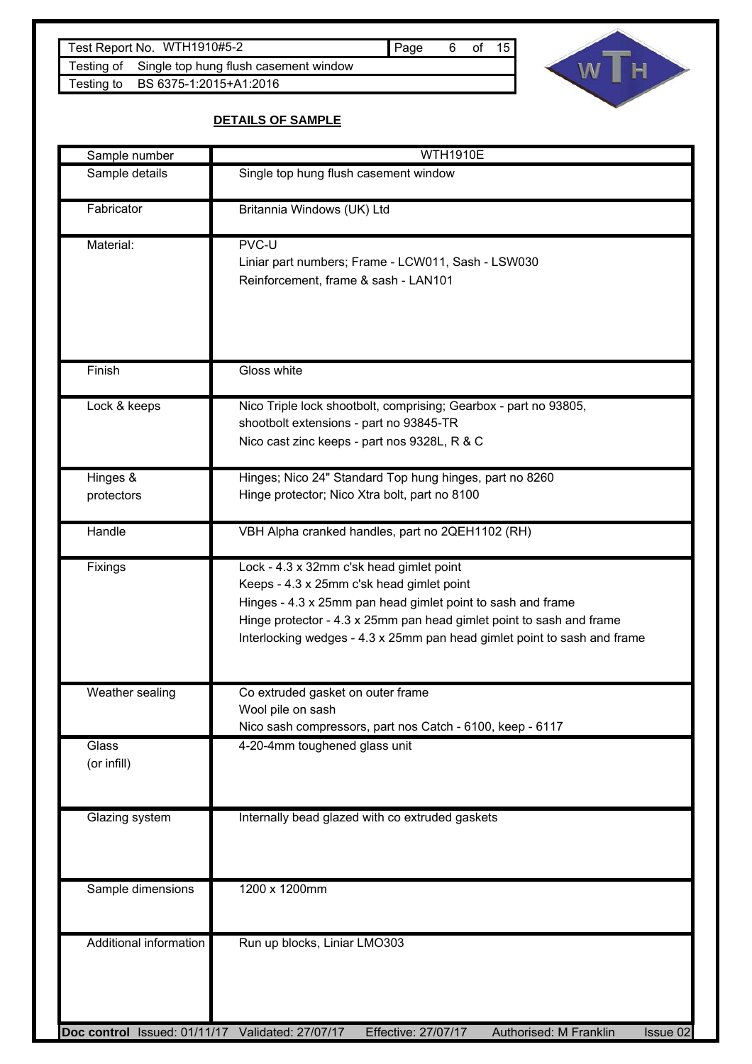## DETAILS OF SAMPLE

| | |
|---|---|
| Sample number | WTH1910E |
| Sample details | Single top hung flush casement window |
| Fabricator | Britannia Windows (UK) Ltd |
| Material: | PVC-U<br>Liniar part numbers; Frame - LCW011, Sash - LSW030<br>Reinforcement, frame & sash - LAN101 |
| Finish | Gloss white |
| Lock & keeps | Nico Triple lock shootbolt, comprising; Gearbox - part no 93805,<br>shootbolt extensions - part no 93845-TR<br>Nico cast zinc keeps - part nos 9328L, R & C |
| Hinges & protectors | Hinges; Nico 24" Standard Top hung hinges, part no 8260<br>Hinge protector; Nico Xtra bolt, part no 8100 |
| Handle | VBH Alpha cranked handles, part no 2QEH1102 (RH) |
| Fixings | Lock - 4.3 x 32mm c'sk head gimlet point<br>Keeps - 4.3 x 25mm c'sk head gimlet point<br>Hinges - 4.3 x 25mm pan head gimlet point to sash and frame<br>Hinge protector - 4.3 x 25mm pan head gimlet point to sash and frame<br>Interlocking wedges - 4.3 x 25mm pan head gimlet point to sash and frame |
| Weather sealing | Co extruded gasket on outer frame<br>Wool pile on sash<br>Nico sash compressors, part nos Catch - 6100, keep - 6117 |
| Glass (or infill) | 4-20-4mm toughened glass unit |
| Glazing system | Internally bead glazed with co extruded gaskets |
| Sample dimensions | 1200 x 1200mm |
| Additional information | Run up blocks, Liniar LMO303 |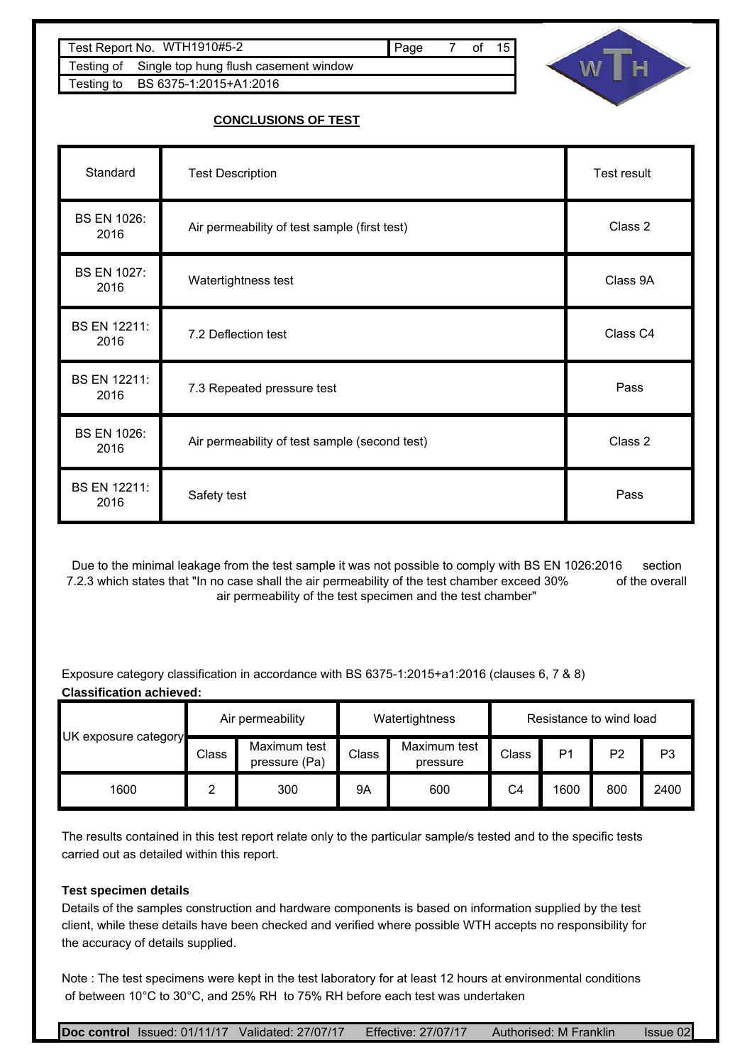## CONCLUSIONS OF TEST

| Standard | Test Description | Test result |
|---|---|---|
| BS EN 1026: 2016 | Air permeability of test sample (first test) | Class 2 |
| BS EN 1027: 2016 | Watertightness test | Class 9A |
| BS EN 12211: 2016 | 7.2 Deflection test | Class C4 |
| BS EN 12211: 2016 | 7.3 Repeated pressure test | Pass |
| BS EN 1026: 2016 | Air permeability of test sample (second test) | Class 2 |
| BS EN 12211: 2016 | Safety test | Pass |

Due to the minimal leakage from the test sample it was not possible to comply with BS EN 1026:2016 section 7.2.3 which states that "In no case shall the air permeability of the test chamber exceed 30% of the overall air permeability of the test specimen and the test chamber"

Exposure category classification in accordance with BS 6375-1:2015+a1:2016 (clauses 6, 7 & 8)

**Classification achieved:**

| UK exposure category | Air permeability | | Watertightness | | Resistance to wind load | | | |
|---|---|---|---|---|---|---|---|---|
| | Class | Maximum test pressure (Pa) | Class | Maximum test pressure | Class | P1 | P2 | P3 |
| 1600 | 2 | 300 | 9A | 600 | C4 | 1600 | 800 | 2400 |

The results contained in this test report relate only to the particular sample/s tested and to the specific tests carried out as detailed within this report.

**Test specimen details**

Details of the samples construction and hardware components is based on information supplied by the test client, while these details have been checked and verified where possible WTH accepts no responsibility for the accuracy of details supplied.

Note : The test specimens were kept in the test laboratory for at least 12 hours at environmental conditions of between 10°C to 30°C, and 25% RH to 75% RH before each test was undertaken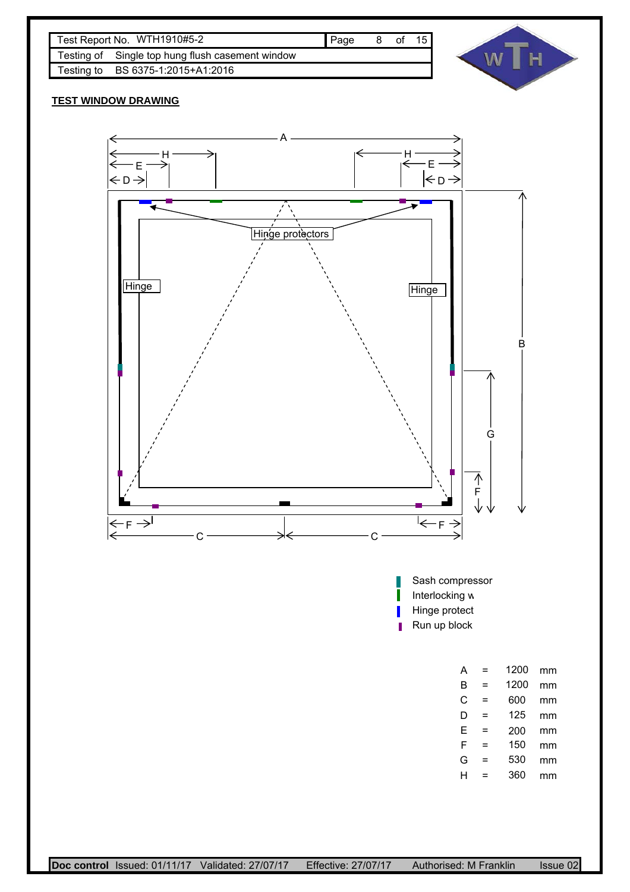| Test Report No. | WTH1910#5-2 |
| --- | --- |
| Testing of | Single top hung flush casement window |
| Testing to | BS 6375-1:2015+A1:2016 |

**TEST WINDOW DRAWING**

A, H, E, D, Hinge protectors, Hinge, Hinge, B, G, F, F, C, C, F

- Sash compressor
- Interlocking w
- Hinge protect
- Run up block

| | | | |
| --- | --- | --- | --- |
| A | = | 1200 | mm |
| B | = | 1200 | mm |
| C | = | 600 | mm |
| D | = | 125 | mm |
| E | = | 200 | mm |
| F | = | 150 | mm |
| G | = | 530 | mm |
| H | = | 360 | mm |

**Doc control** Issued: 01/11/17 Validated: 27/07/17 Effective: 27/07/17 Authorised: M Franklin Issue 02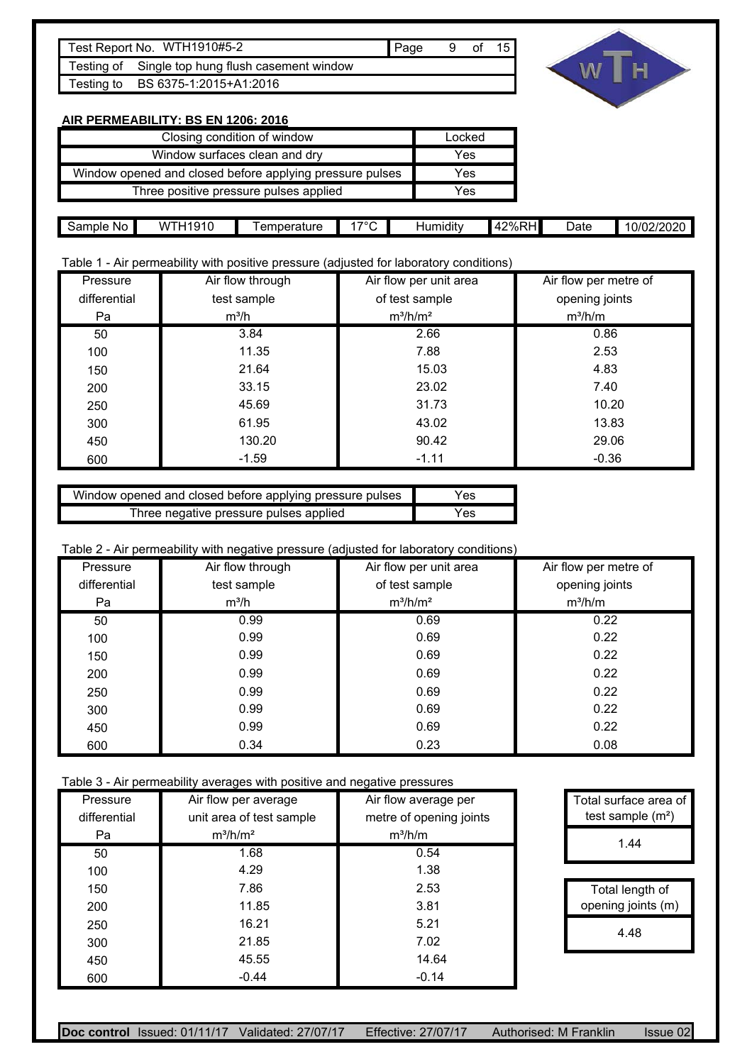| Test Report No. | WTH1910#5-2 |
|---|---|
| Testing of | Single top hung flush casement window |
| Testing to | BS 6375-1:2015+A1:2016 |

## AIR PERMEABILITY: BS EN 1206: 2016

| Closing condition of window | Locked |
|---|---|
| Window surfaces clean and dry | Yes |
| Window opened and closed before applying pressure pulses | Yes |
| Three positive pressure pulses applied | Yes |

| Sample No | WTH1910 | Temperature | 17°C | Humidity | 42%RH | Date | 10/02/2020 |
|---|---|---|---|---|---|---|---|

Table 1 - Air permeability with positive pressure (adjusted for laboratory conditions)

| Pressure differential Pa | Air flow through test sample m³/h | Air flow per unit area of test sample m³/h/m² | Air flow per metre of opening joints m³/h/m |
|---|---|---|---|
| 50 | 3.84 | 2.66 | 0.86 |
| 100 | 11.35 | 7.88 | 2.53 |
| 150 | 21.64 | 15.03 | 4.83 |
| 200 | 33.15 | 23.02 | 7.40 |
| 250 | 45.69 | 31.73 | 10.20 |
| 300 | 61.95 | 43.02 | 13.83 |
| 450 | 130.20 | 90.42 | 29.06 |
| 600 | -1.59 | -1.11 | -0.36 |

| Window opened and closed before applying pressure pulses | Yes |
|---|---|
| Three negative pressure pulses applied | Yes |

Table 2 - Air permeability with negative pressure (adjusted for laboratory conditions)

| Pressure differential Pa | Air flow through test sample m³/h | Air flow per unit area of test sample m³/h/m² | Air flow per metre of opening joints m³/h/m |
|---|---|---|---|
| 50 | 0.99 | 0.69 | 0.22 |
| 100 | 0.99 | 0.69 | 0.22 |
| 150 | 0.99 | 0.69 | 0.22 |
| 200 | 0.99 | 0.69 | 0.22 |
| 250 | 0.99 | 0.69 | 0.22 |
| 300 | 0.99 | 0.69 | 0.22 |
| 450 | 0.99 | 0.69 | 0.22 |
| 600 | 0.34 | 0.23 | 0.08 |

Table 3 - Air permeability averages with positive and negative pressures

| Pressure differential Pa | Air flow per average unit area of test sample m³/h/m² | Air flow average per metre of opening joints m³/h/m |
|---|---|---|
| 50 | 1.68 | 0.54 |
| 100 | 4.29 | 1.38 |
| 150 | 7.86 | 2.53 |
| 200 | 11.85 | 3.81 |
| 250 | 16.21 | 5.21 |
| 300 | 21.85 | 7.02 |
| 450 | 45.55 | 14.64 |
| 600 | -0.44 | -0.14 |

| Total surface area of test sample (m²) |
|---|
| 1.44 |

| Total length of opening joints (m) |
|---|
| 4.48 |

**Doc control** Issued: 01/11/17 Validated: 27/07/17 Effective: 27/07/17 Authorised: M Franklin Issue 02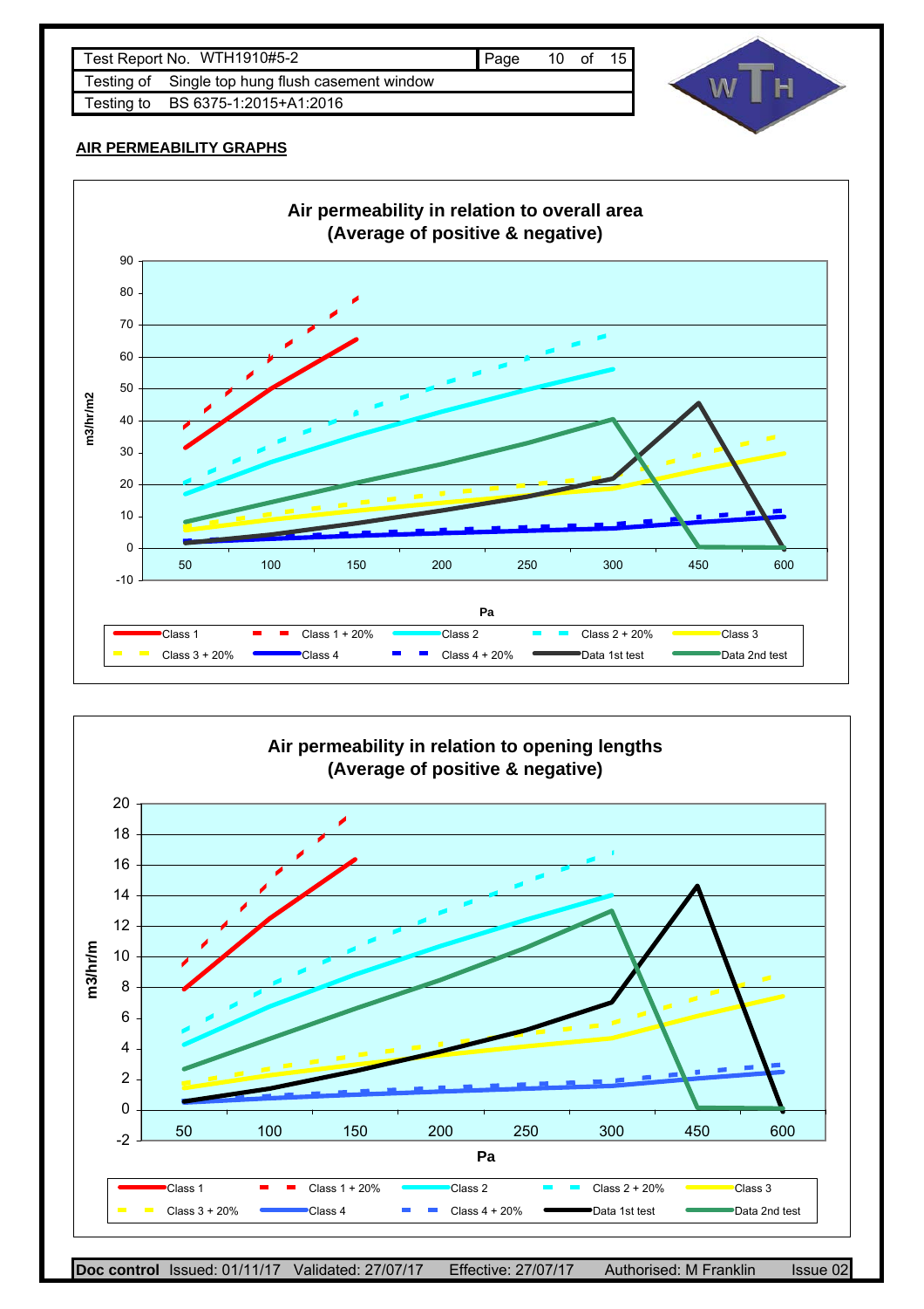| Test Report No. WTH1910#5-2 | Page 10 of 15 |
|---|---|
| Testing of Single top hung flush casement window | |
| Testing to BS 6375-1:2015+A1:2016 | |

**AIR PERMEABILITY GRAPHS**

**Air permeability in relation to overall area (Average of positive & negative)**

y-axis: m3/hr/m2 (-10 to 90); x-axis: Pa (50, 100, 150, 200, 250, 300, 450, 600)

Legend: Class 1, Class 1 + 20%, Class 2, Class 2 + 20%, Class 3, Class 3 + 20%, Class 4, Class 4 + 20%, Data 1st test, Data 2nd test

**Air permeability in relation to opening lengths (Average of positive & negative)**

y-axis: m3/hr/m (-2 to 20); x-axis: Pa (50, 100, 150, 200, 250, 300, 450, 600)

Legend: Class 1, Class 1 + 20%, Class 2, Class 2 + 20%, Class 3, Class 3 + 20%, Class 4, Class 4 + 20%, Data 1st test, Data 2nd test

**Doc control** Issued: 01/11/17 Validated: 27/07/17 Effective: 27/07/17 Authorised: M Franklin Issue 02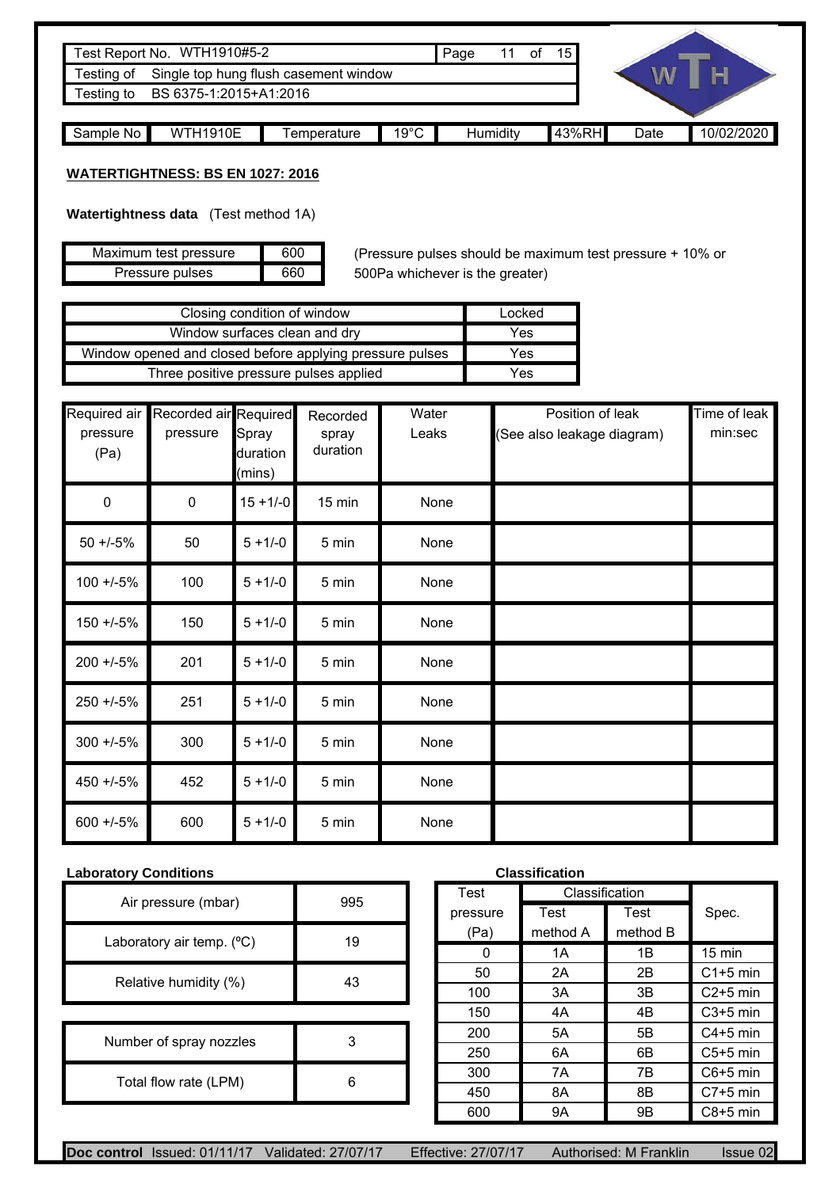| Test Report No. | WTH1910#5-2 |
|---|---|
| Testing of | Single top hung flush casement window |
| Testing to | BS 6375-1:2015+A1:2016 |

| Sample No | WTH1910E | Temperature | 19°C | Humidity | 43%RH | Date | 10/02/2020 |
|---|---|---|---|---|---|---|---|

**WATERTIGHTNESS: BS EN 1027: 2016**

**Watertightness data** (Test method 1A)

| Maximum test pressure | 600 |
|---|---|
| Pressure pulses | 660 |

(Pressure pulses should be maximum test pressure + 10% or 500Pa whichever is the greater)

| Closing condition of window | Locked |
|---|---|
| Window surfaces clean and dry | Yes |
| Window opened and closed before applying pressure pulses | Yes |
| Three positive pressure pulses applied | Yes |

| Required air pressure (Pa) | Recorded air pressure | Required Spray duration (mins) | Recorded spray duration | Water Leaks | Position of leak (See also leakage diagram) | Time of leak min:sec |
|---|---|---|---|---|---|---|
| 0 | 0 | 15 +1/-0 | 15 min | None | | |
| 50 +/-5% | 50 | 5 +1/-0 | 5 min | None | | |
| 100 +/-5% | 100 | 5 +1/-0 | 5 min | None | | |
| 150 +/-5% | 150 | 5 +1/-0 | 5 min | None | | |
| 200 +/-5% | 201 | 5 +1/-0 | 5 min | None | | |
| 250 +/-5% | 251 | 5 +1/-0 | 5 min | None | | |
| 300 +/-5% | 300 | 5 +1/-0 | 5 min | None | | |
| 450 +/-5% | 452 | 5 +1/-0 | 5 min | None | | |
| 600 +/-5% | 600 | 5 +1/-0 | 5 min | None | | |

**Laboratory Conditions**

| Air pressure (mbar) | 995 |
|---|---|
| Laboratory air temp. (ºC) | 19 |
| Relative humidity (%) | 43 |

| Number of spray nozzles | 3 |
|---|---|
| Total flow rate (LPM) | 6 |

**Classification**

| Test pressure (Pa) | Classification | | Spec. |
|---|---|---|---|
| | Test method A | Test method B | |
| 0 | 1A | 1B | 15 min |
| 50 | 2A | 2B | C1+5 min |
| 100 | 3A | 3B | C2+5 min |
| 150 | 4A | 4B | C3+5 min |
| 200 | 5A | 5B | C4+5 min |
| 250 | 6A | 6B | C5+5 min |
| 300 | 7A | 7B | C6+5 min |
| 450 | 8A | 8B | C7+5 min |
| 600 | 9A | 9B | C8+5 min |

**Doc control** Issued: 01/11/17 Validated: 27/07/17 Effective: 27/07/17 Authorised: M Franklin Issue 02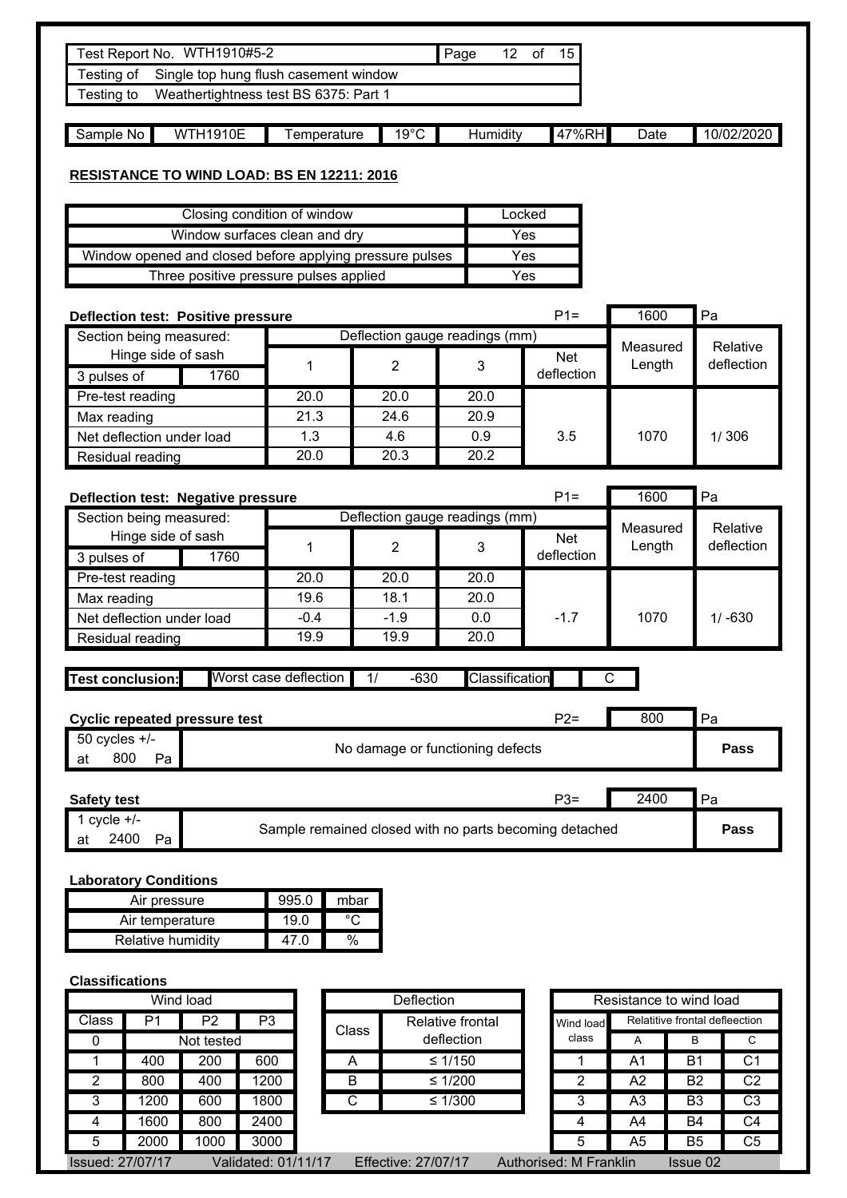| Test Report No. | WTH1910#5-2 | Page 12 of 15 |
|---|---|---|
| Testing of | Single top hung flush casement window | |
| Testing to | Weathertightness test BS 6375: Part 1 | |

| Sample No | WTH1910E | Temperature | 19°C | Humidity | 47%RH | Date | 10/02/2020 |
|---|---|---|---|---|---|---|---|

## RESISTANCE TO WIND LOAD: BS EN 12211: 2016

| Closing condition of window | Locked |
|---|---|
| Window surfaces clean and dry | Yes |
| Window opened and closed before applying pressure pulses | Yes |
| Three positive pressure pulses applied | Yes |

**Deflection test: Positive pressure** P1= 1600 Pa

| Section being measured: Hinge side of sash | | Deflection gauge readings (mm) | | | | Measured Length | Relative deflection |
|---|---|---|---|---|---|---|---|
| 3 pulses of | 1760 | 1 | 2 | 3 | Net deflection | | |
| Pre-test reading | | 20.0 | 20.0 | 20.0 | | | |
| Max reading | | 21.3 | 24.6 | 20.9 | | | |
| Net deflection under load | | 1.3 | 4.6 | 0.9 | 3.5 | 1070 | 1/ 306 |
| Residual reading | | 20.0 | 20.3 | 20.2 | | | |

**Deflection test: Negative pressure** P1= 1600 Pa

| Section being measured: Hinge side of sash | | Deflection gauge readings (mm) | | | | Measured Length | Relative deflection |
|---|---|---|---|---|---|---|---|
| 3 pulses of | 1760 | 1 | 2 | 3 | Net deflection | | |
| Pre-test reading | | 20.0 | 20.0 | 20.0 | | | |
| Max reading | | 19.6 | 18.1 | 20.0 | | | |
| Net deflection under load | | -0.4 | -1.9 | 0.0 | -1.7 | 1070 | 1/ -630 |
| Residual reading | | 19.9 | 19.9 | 20.0 | | | |

**Test conclusion:** Worst case deflection 1/ -630 Classification C

**Cyclic repeated pressure test** P2= 800 Pa

| 50 cycles +/- at 800 Pa | No damage or functioning defects | **Pass** |
|---|---|---|

**Safety test** P3= 2400 Pa

| 1 cycle +/- at 2400 Pa | Sample remained closed with no parts becoming detached | **Pass** |
|---|---|---|

**Laboratory Conditions**

| Air pressure | 995.0 | mbar |
|---|---|---|
| Air temperature | 19.0 | °C |
| Relative humidity | 47.0 | % |

**Classifications**

| Wind load | | | |
|---|---|---|---|
| Class | P1 | P2 | P3 |
| 0 | Not tested | | |
| 1 | 400 | 200 | 600 |
| 2 | 800 | 400 | 1200 |
| 3 | 1200 | 600 | 1800 |
| 4 | 1600 | 800 | 2400 |
| 5 | 2000 | 1000 | 3000 |

| Deflection | |
|---|---|
| Class | Relative frontal deflection |
| A | ≤ 1/150 |
| B | ≤ 1/200 |
| C | ≤ 1/300 |

| Resistance to wind load | | | |
|---|---|---|---|
| Wind load class | Relatitive frontal defleection | | |
| | A | B | C |
| 1 | A1 | B1 | C1 |
| 2 | A2 | B2 | C2 |
| 3 | A3 | B3 | C3 |
| 4 | A4 | B4 | C4 |
| 5 | A5 | B5 | C5 |

Issued: 27/07/17 Validated: 01/11/17 Effective: 27/07/17 Authorised: M Franklin Issue 02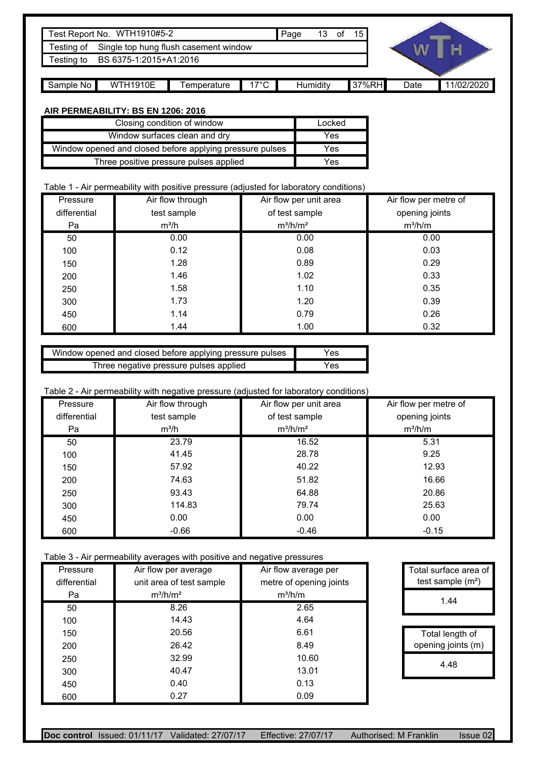| Test Report No. | WTH1910#5-2 |
|---|---|
| Testing of | Single top hung flush casement window |
| Testing to | BS 6375-1:2015+A1:2016 |

| Sample No | WTH1910E | Temperature | 17°C | Humidity | 37%RH | Date | 11/02/2020 |
|---|---|---|---|---|---|---|---|

**AIR PERMEABILITY: BS EN 1206: 2016**

| Closing condition of window | Locked |
|---|---|
| Window surfaces clean and dry | Yes |
| Window opened and closed before applying pressure pulses | Yes |
| Three positive pressure pulses applied | Yes |

Table 1 - Air permeability with positive pressure (adjusted for laboratory conditions)

| Pressure differential Pa | Air flow through test sample m³/h | Air flow per unit area of test sample m³/h/m² | Air flow per metre of opening joints m³/h/m |
|---|---|---|---|
| 50 | 0.00 | 0.00 | 0.00 |
| 100 | 0.12 | 0.08 | 0.03 |
| 150 | 1.28 | 0.89 | 0.29 |
| 200 | 1.46 | 1.02 | 0.33 |
| 250 | 1.58 | 1.10 | 0.35 |
| 300 | 1.73 | 1.20 | 0.39 |
| 450 | 1.14 | 0.79 | 0.26 |
| 600 | 1.44 | 1.00 | 0.32 |

| Window opened and closed before applying pressure pulses | Yes |
|---|---|
| Three negative pressure pulses applied | Yes |

Table 2 - Air permeability with negative pressure (adjusted for laboratory conditions)

| Pressure differential Pa | Air flow through test sample m³/h | Air flow per unit area of test sample m³/h/m² | Air flow per metre of opening joints m³/h/m |
|---|---|---|---|
| 50 | 23.79 | 16.52 | 5.31 |
| 100 | 41.45 | 28.78 | 9.25 |
| 150 | 57.92 | 40.22 | 12.93 |
| 200 | 74.63 | 51.82 | 16.66 |
| 250 | 93.43 | 64.88 | 20.86 |
| 300 | 114.83 | 79.74 | 25.63 |
| 450 | 0.00 | 0.00 | 0.00 |
| 600 | -0.66 | -0.46 | -0.15 |

Table 3 - Air permeability averages with positive and negative pressures

| Pressure differential Pa | Air flow per average unit area of test sample m³/h/m² | Air flow average per metre of opening joints m³/h/m |
|---|---|---|
| 50 | 8.26 | 2.65 |
| 100 | 14.43 | 4.64 |
| 150 | 20.56 | 6.61 |
| 200 | 26.42 | 8.49 |
| 250 | 32.99 | 10.60 |
| 300 | 40.47 | 13.01 |
| 450 | 0.40 | 0.13 |
| 600 | 0.27 | 0.09 |

| Total surface area of test sample (m²) |
|---|
| 1.44 |

| Total length of opening joints (m) |
|---|
| 4.48 |

**Doc control** Issued: 01/11/17 Validated: 27/07/17 Effective: 27/07/17 Authorised: M Franklin Issue 02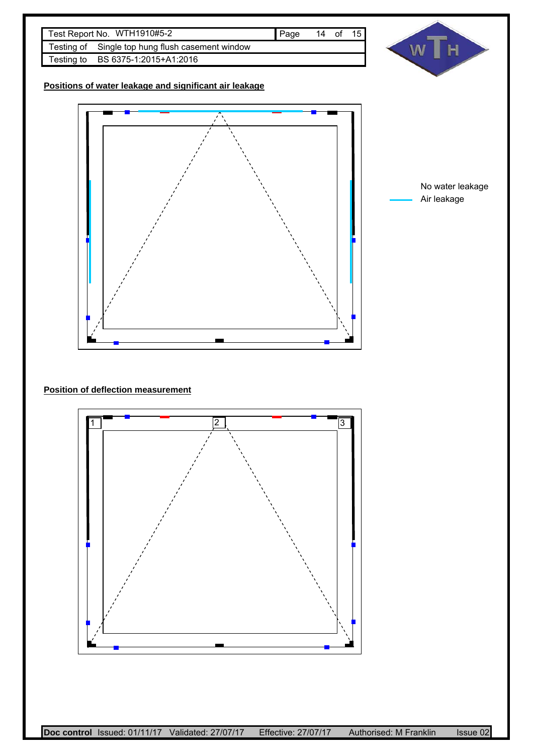| Test Report No. | WTH1910#5-2 |
| --- | --- |
| Testing of | Single top hung flush casement window |
| Testing to | BS 6375-1:2015+A1:2016 |

**Positions of water leakage and significant air leakage**

No water leakage

Air leakage

**Position of deflection measurement**

1

2

3

**Doc control** Issued: 01/11/17 Validated: 27/07/17 Effective: 27/07/17 Authorised: M Franklin Issue 02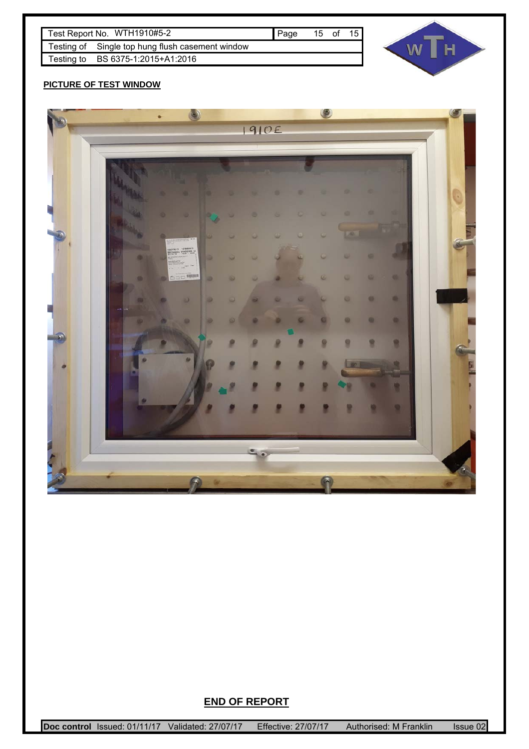**PICTURE OF TEST WINDOW**

**END OF REPORT**